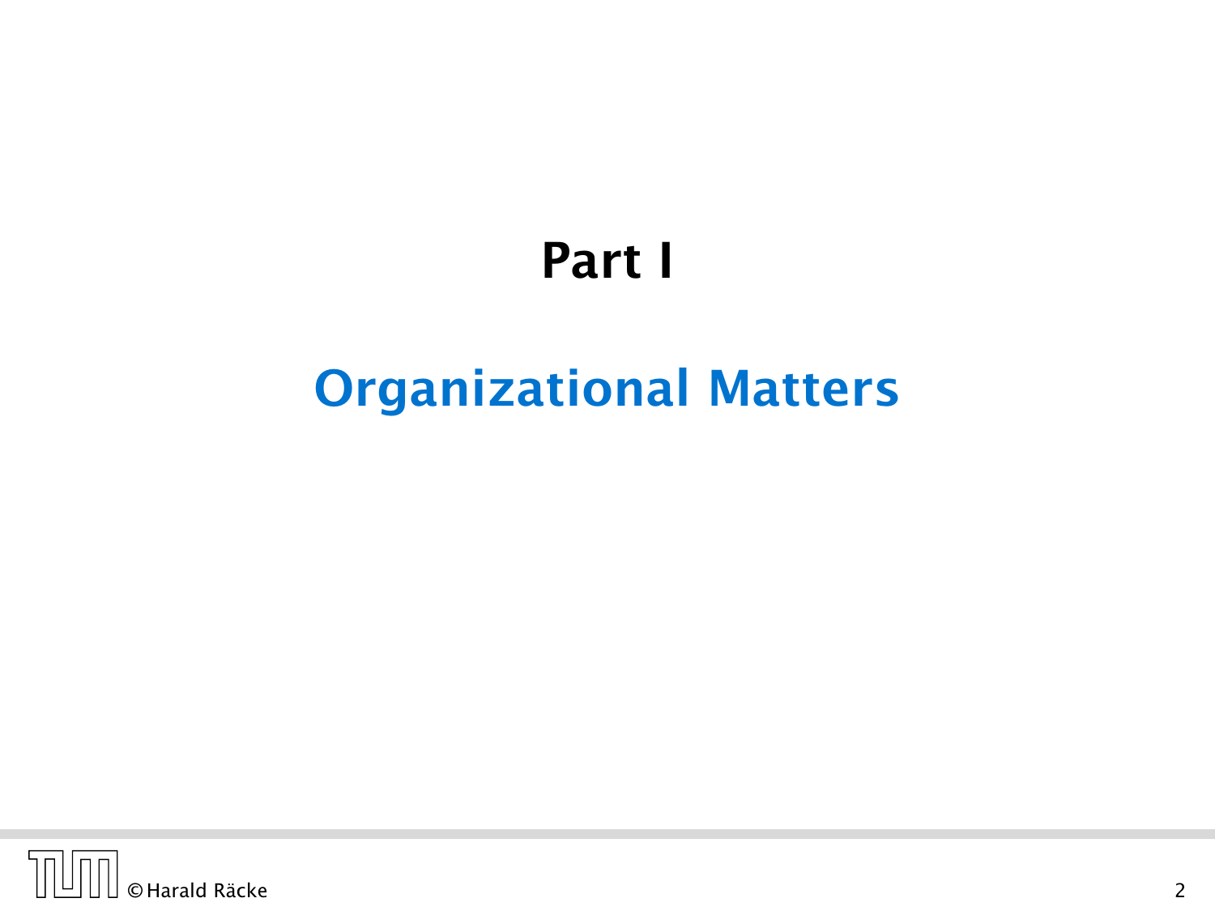# Part I

## Organizational Matters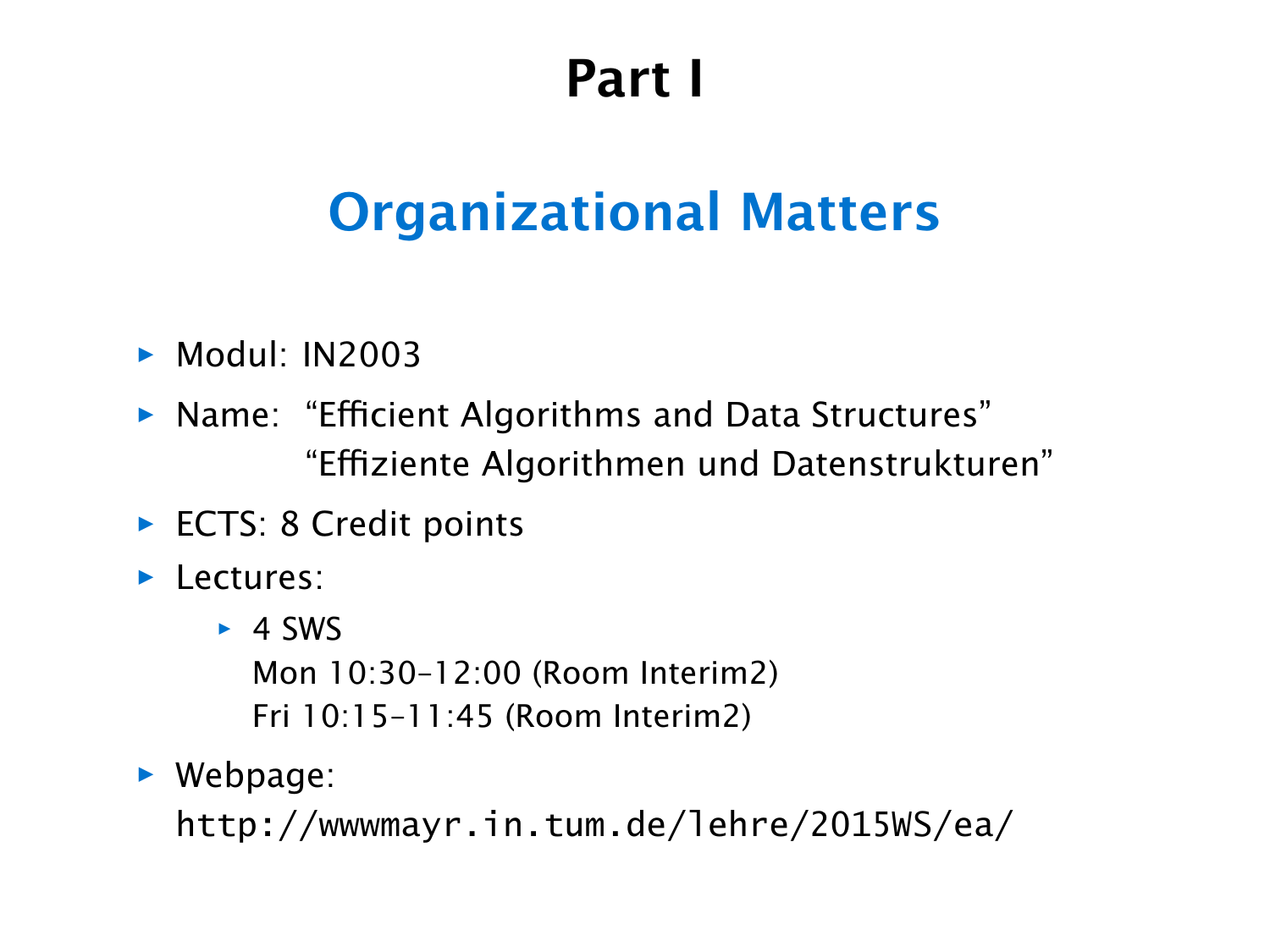# Part I

## Organizational Matters

- Modul: IN2003
- Name: "Efficient Algorithms and Data Structures"
  "Effiziente Algorithmen und Datenstrukturen"
- ECTS: 8 Credit points
- Lectures:
  - 4 SWS
    Mon 10:30–12:00 (Room Interim2)
    Fri 10:15–11:45 (Room Interim2)
- Webpage:
  `http://wwwmayr.in.tum.de/lehre/2015WS/ea/`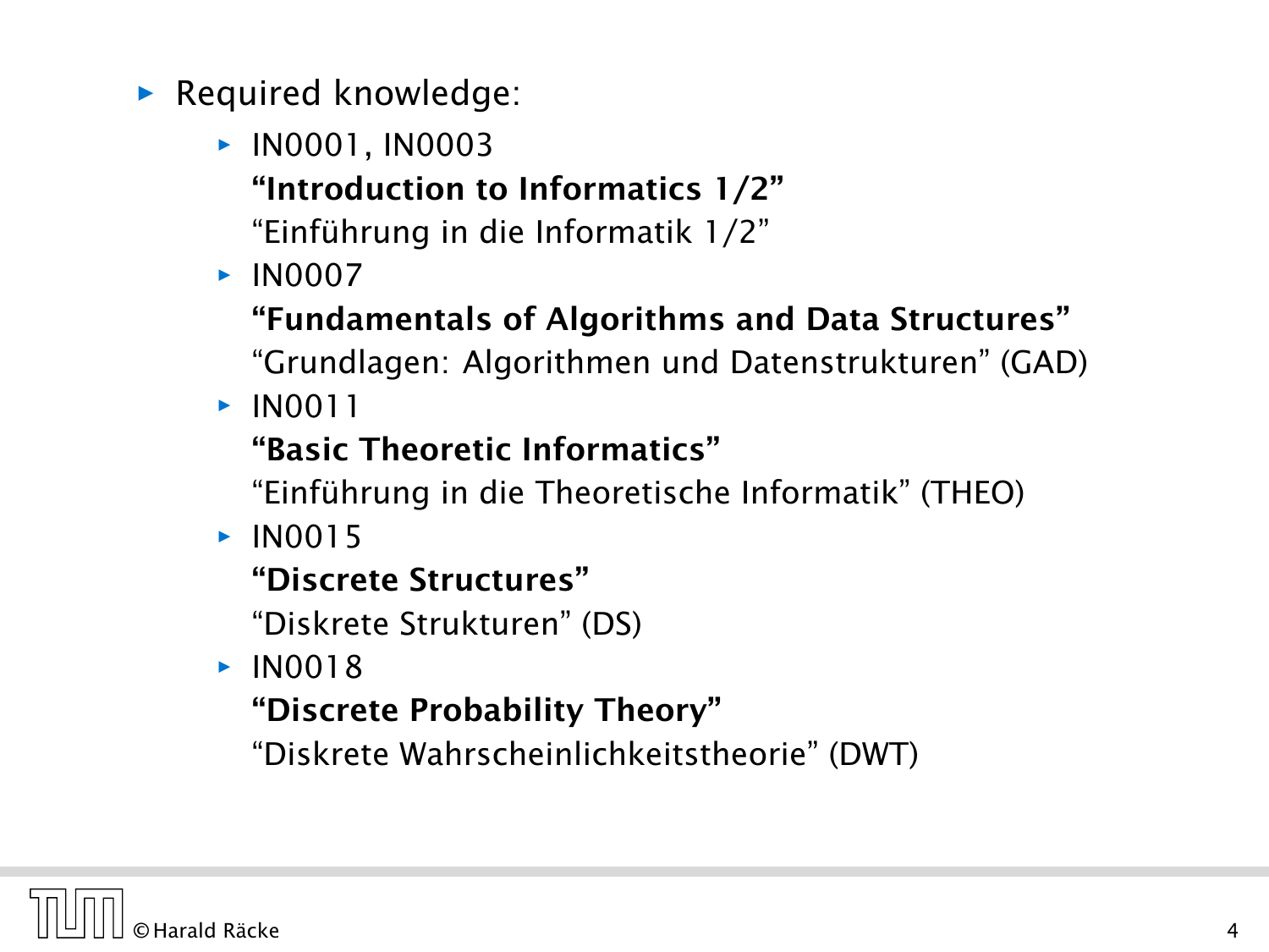- Required knowledge:
  - IN0001, IN0003
    **“Introduction to Informatics 1/2”**
    “Einführung in die Informatik 1/2”
  - IN0007
    **“Fundamentals of Algorithms and Data Structures”**
    “Grundlagen: Algorithmen und Datenstrukturen” (GAD)
  - IN0011
    **“Basic Theoretic Informatics”**
    “Einführung in die Theoretische Informatik” (THEO)
  - IN0015
    **“Discrete Structures”**
    “Diskrete Strukturen” (DS)
  - IN0018
    **“Discrete Probability Theory”**
    “Diskrete Wahrscheinlichkeitstheorie” (DWT)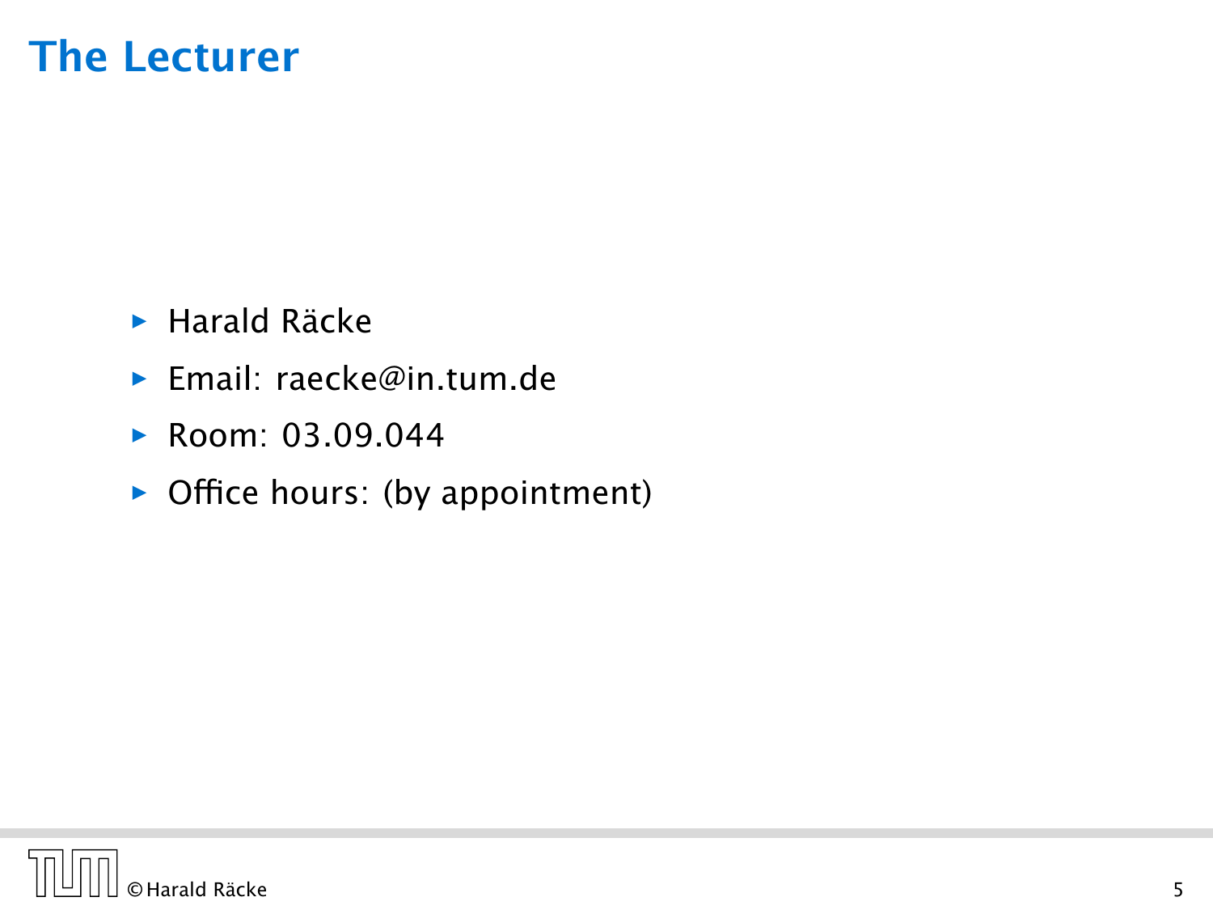# The Lecturer

- Harald Räcke
- Email: raecke@in.tum.de
- Room: 03.09.044
- Office hours: (by appointment)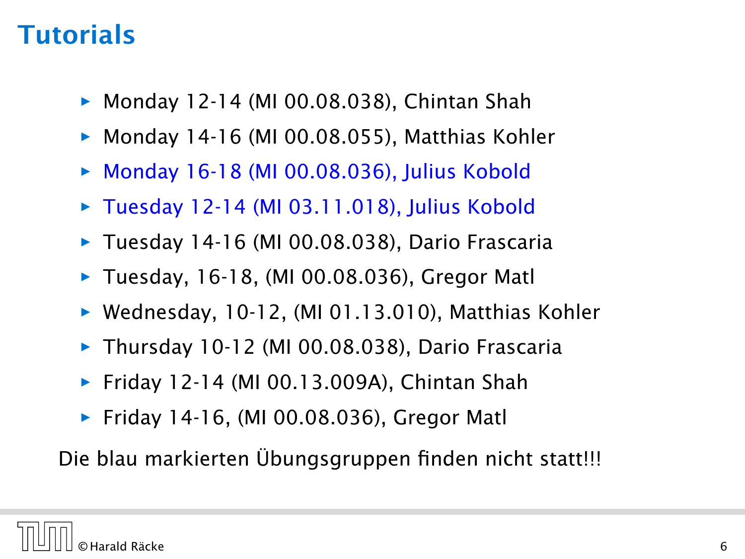# Tutorials

- Monday 12-14 (MI 00.08.038), Chintan Shah
- Monday 14-16 (MI 00.08.055), Matthias Kohler
- Monday 16-18 (MI 00.08.036), Julius Kobold
- Tuesday 12-14 (MI 03.11.018), Julius Kobold
- Tuesday 14-16 (MI 00.08.038), Dario Frascaria
- Tuesday, 16-18, (MI 00.08.036), Gregor Matl
- Wednesday, 10-12, (MI 01.13.010), Matthias Kohler
- Thursday 10-12 (MI 00.08.038), Dario Frascaria
- Friday 12-14 (MI 00.13.009A), Chintan Shah
- Friday 14-16, (MI 00.08.036), Gregor Matl

Die blau markierten Übungsgruppen finden nicht statt!!!

©Harald Räcke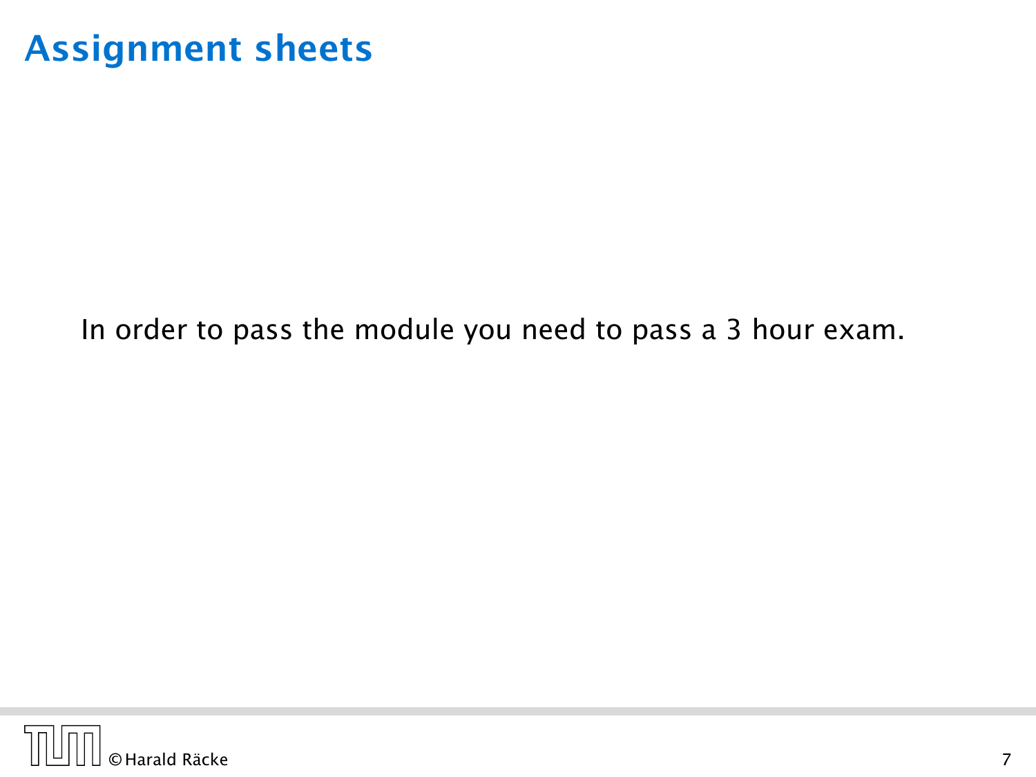# Assignment sheets

In order to pass the module you need to pass a 3 hour exam.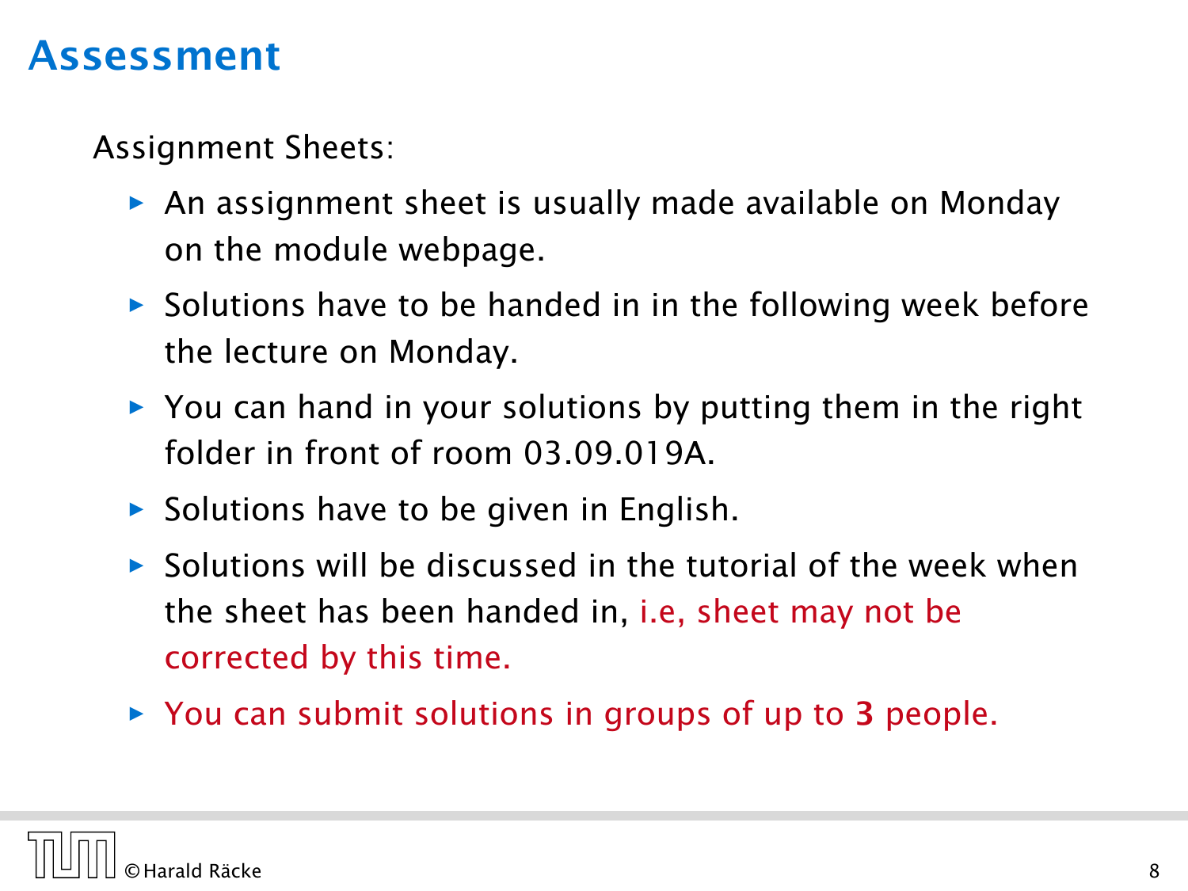# Assessment

Assignment Sheets:

- An assignment sheet is usually made available on Monday on the module webpage.
- Solutions have to be handed in in the following week before the lecture on Monday.
- You can hand in your solutions by putting them in the right folder in front of room 03.09.019A.
- Solutions have to be given in English.
- Solutions will be discussed in the tutorial of the week when the sheet has been handed in, i.e, sheet may not be corrected by this time.
- You can submit solutions in groups of up to **3** people.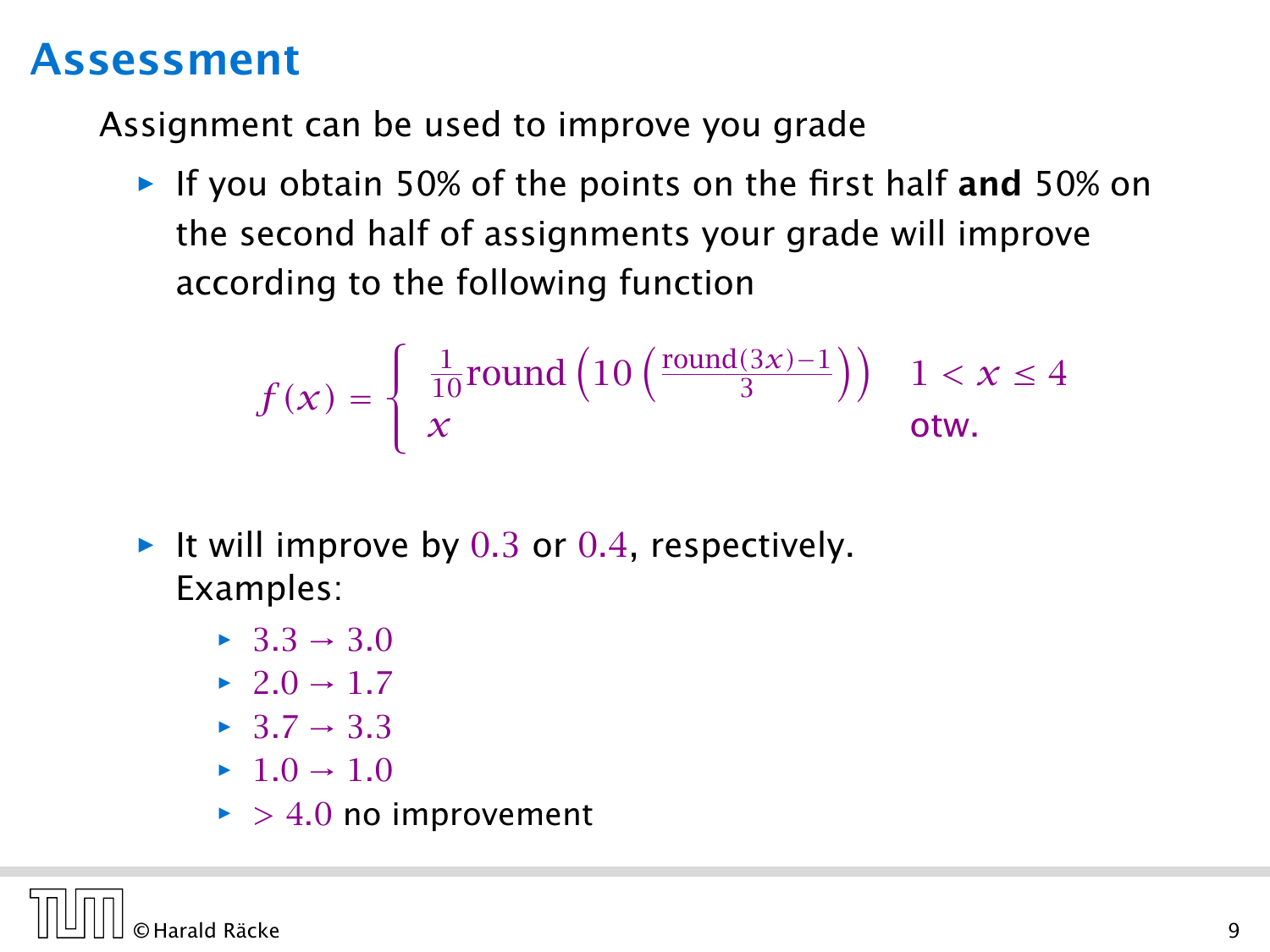# Assessment

Assignment can be used to improve you grade

- If you obtain 50% of the points on the first half **and** 50% on the second half of assignments your grade will improve according to the following function

$$f(x) = \begin{cases} \frac{1}{10}\text{round}\left(10\left(\frac{\text{round}(3x)-1}{3}\right)\right) & 1 < x \leq 4 \\ x & \text{otw.} \end{cases}$$

- It will improve by $0.3$ or $0.4$, respectively. Examples:
  - $3.3 \rightarrow 3.0$
  - $2.0 \rightarrow 1.7$
  - $3.7 \rightarrow 3.3$
  - $1.0 \rightarrow 1.0$
  - $> 4.0$ no improvement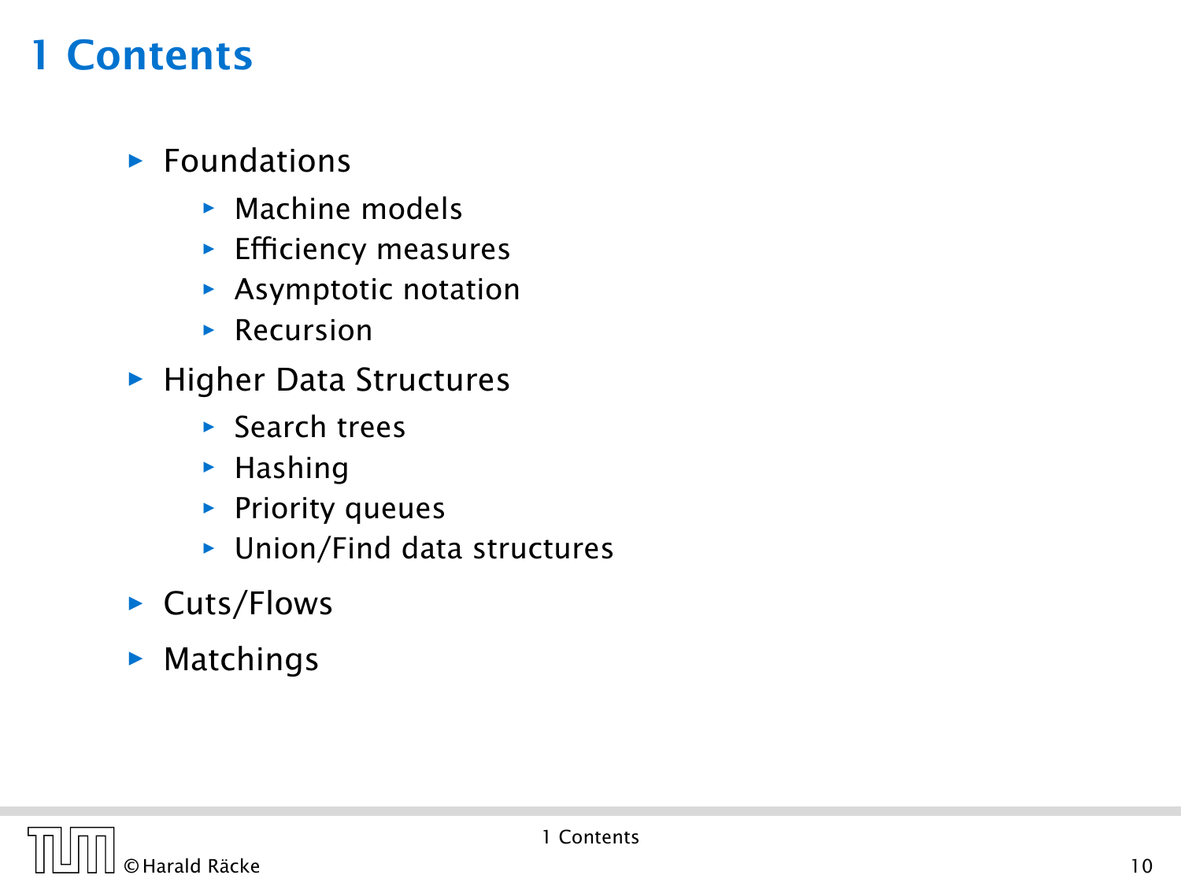# 1 Contents

- Foundations
  - Machine models
  - Efficiency measures
  - Asymptotic notation
  - Recursion
- Higher Data Structures
  - Search trees
  - Hashing
  - Priority queues
  - Union/Find data structures
- Cuts/Flows
- Matchings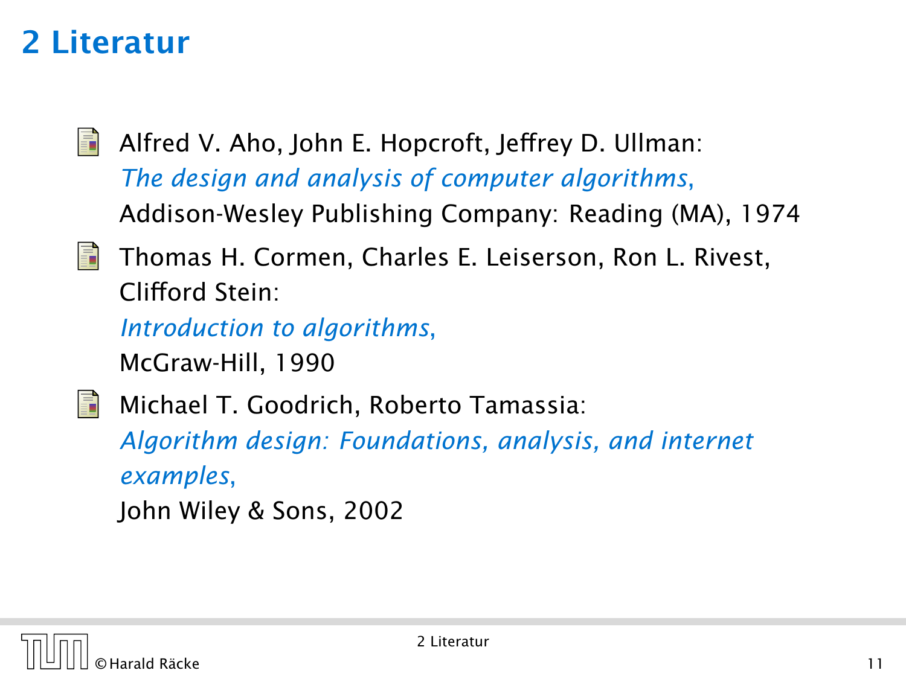# 2 Literatur

- Alfred V. Aho, John E. Hopcroft, Jeffrey D. Ullman:
  *The design and analysis of computer algorithms*,
  Addison-Wesley Publishing Company: Reading (MA), 1974

- Thomas H. Cormen, Charles E. Leiserson, Ron L. Rivest, Clifford Stein:
  *Introduction to algorithms*,
  McGraw-Hill, 1990

- Michael T. Goodrich, Roberto Tamassia:
  *Algorithm design: Foundations, analysis, and internet examples*,
  John Wiley & Sons, 2002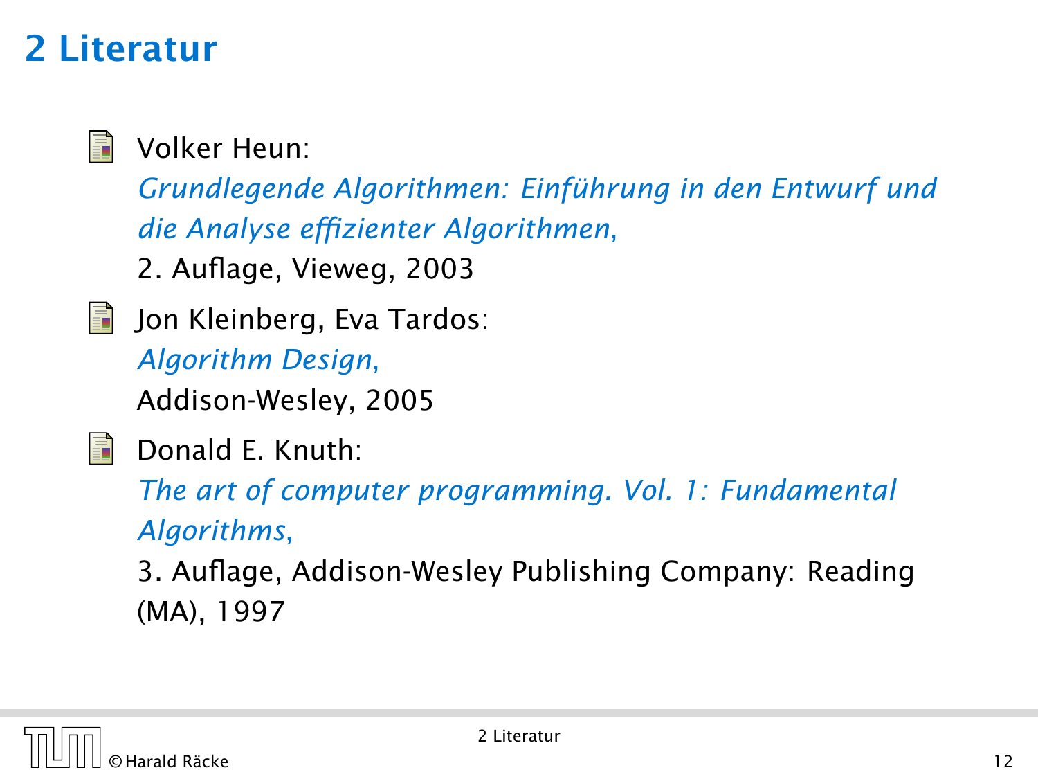# 2 Literatur

- Volker Heun:
  *Grundlegende Algorithmen: Einführung in den Entwurf und die Analyse effizienter Algorithmen*,
  2. Auflage, Vieweg, 2003

- Jon Kleinberg, Eva Tardos:
  *Algorithm Design*,
  Addison-Wesley, 2005

- Donald E. Knuth:
  *The art of computer programming. Vol. 1: Fundamental Algorithms*,
  3. Auflage, Addison-Wesley Publishing Company: Reading (MA), 1997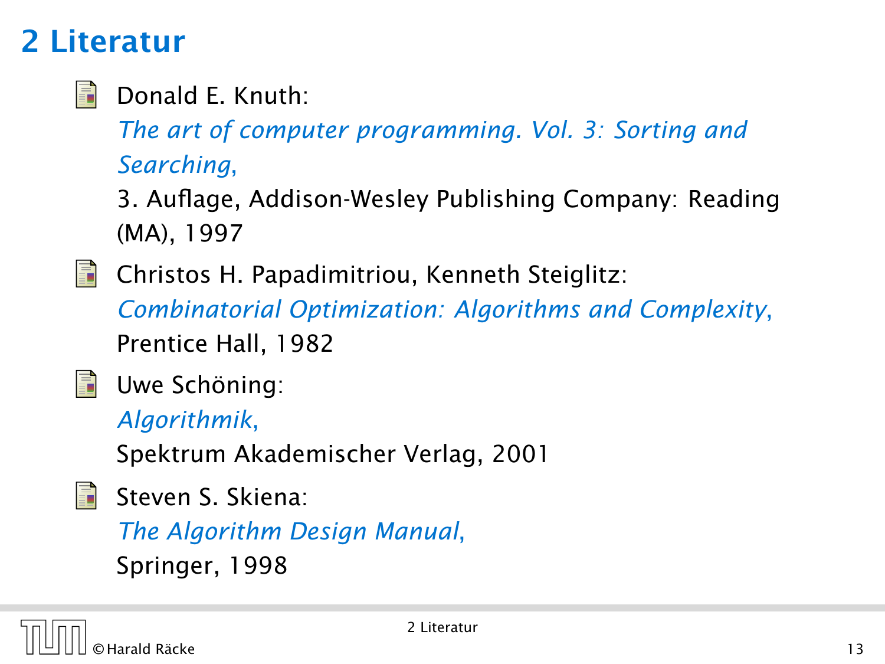# 2 Literatur

- Donald E. Knuth:
  *The art of computer programming. Vol. 3: Sorting and Searching*,
  3. Auflage, Addison-Wesley Publishing Company: Reading (MA), 1997

- Christos H. Papadimitriou, Kenneth Steiglitz:
  *Combinatorial Optimization: Algorithms and Complexity*,
  Prentice Hall, 1982

- Uwe Schöning:
  *Algorithmik*,
  Spektrum Akademischer Verlag, 2001

- Steven S. Skiena:
  *The Algorithm Design Manual*,
  Springer, 1998